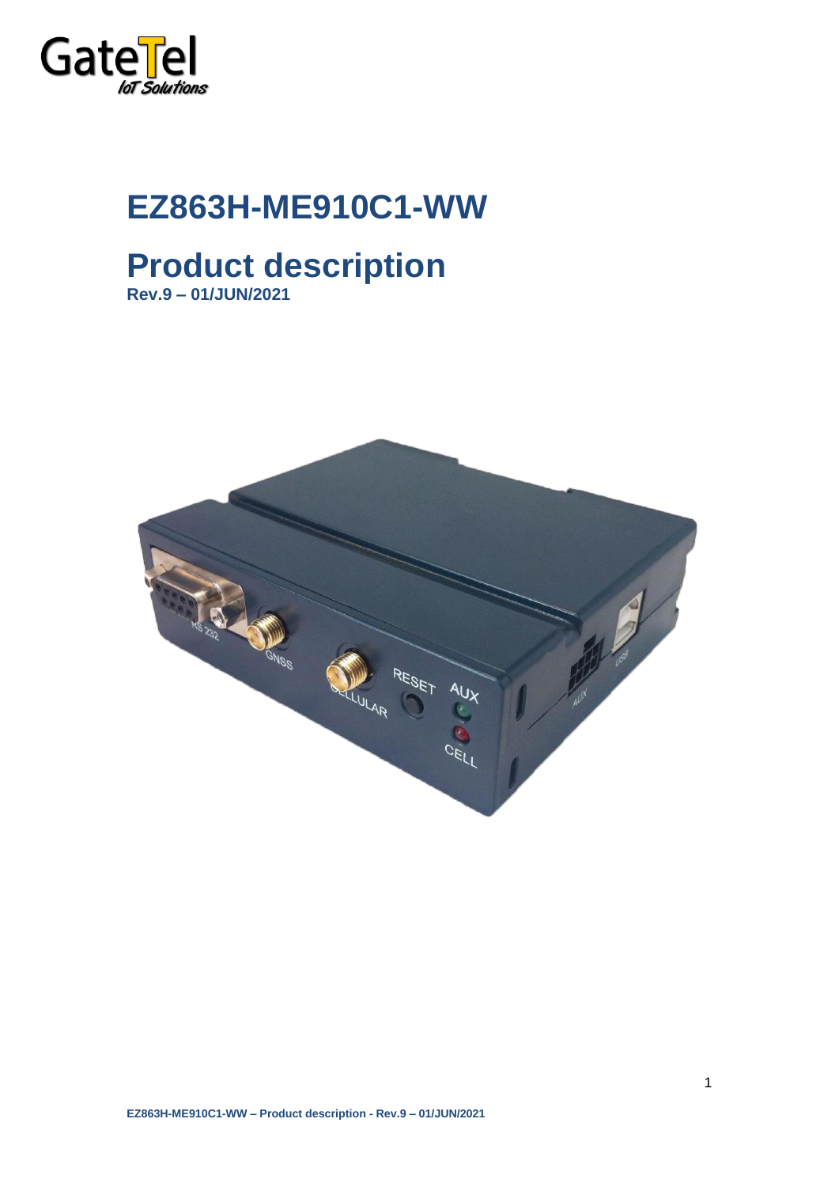GateTel
IoT Solutions

# EZ863H-ME910C1-WW

# Product description

**Rev.9 – 01/JUN/2021**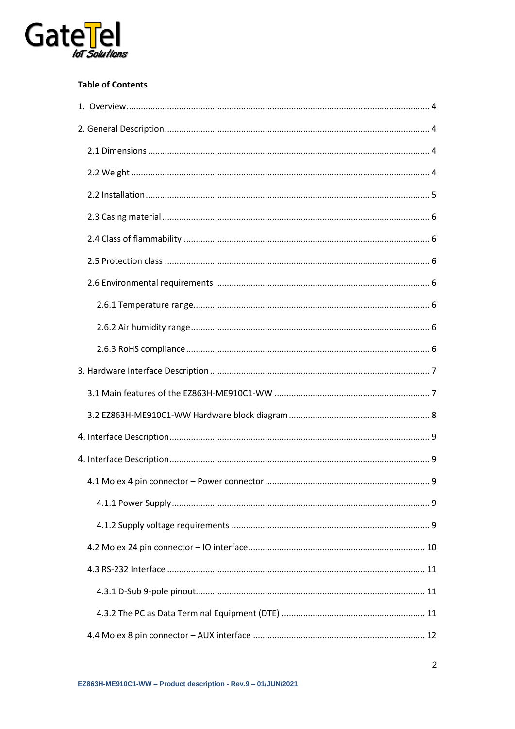**Table of Contents**

1. Overview ..... 4

2. General Description ..... 4

  2.1 Dimensions ..... 4

  2.2 Weight ..... 4

  2.2 Installation ..... 5

  2.3 Casing material ..... 6

  2.4 Class of flammability ..... 6

  2.5 Protection class ..... 6

  2.6 Environmental requirements ..... 6

    2.6.1 Temperature range ..... 6

    2.6.2 Air humidity range ..... 6

    2.6.3 RoHS compliance ..... 6

3. Hardware Interface Description ..... 7

  3.1 Main features of the EZ863H-ME910C1-WW ..... 7

  3.2 EZ863H-ME910C1-WW Hardware block diagram ..... 8

4. Interface Description ..... 9

4. Interface Description ..... 9

  4.1 Molex 4 pin connector – Power connector ..... 9

    4.1.1 Power Supply ..... 9

    4.1.2 Supply voltage requirements ..... 9

  4.2 Molex 24 pin connector – IO interface ..... 10

  4.3 RS-232 Interface ..... 11

    4.3.1 D-Sub 9-pole pinout ..... 11

    4.3.2 The PC as Data Terminal Equipment (DTE) ..... 11

  4.4 Molex 8 pin connector – AUX interface ..... 12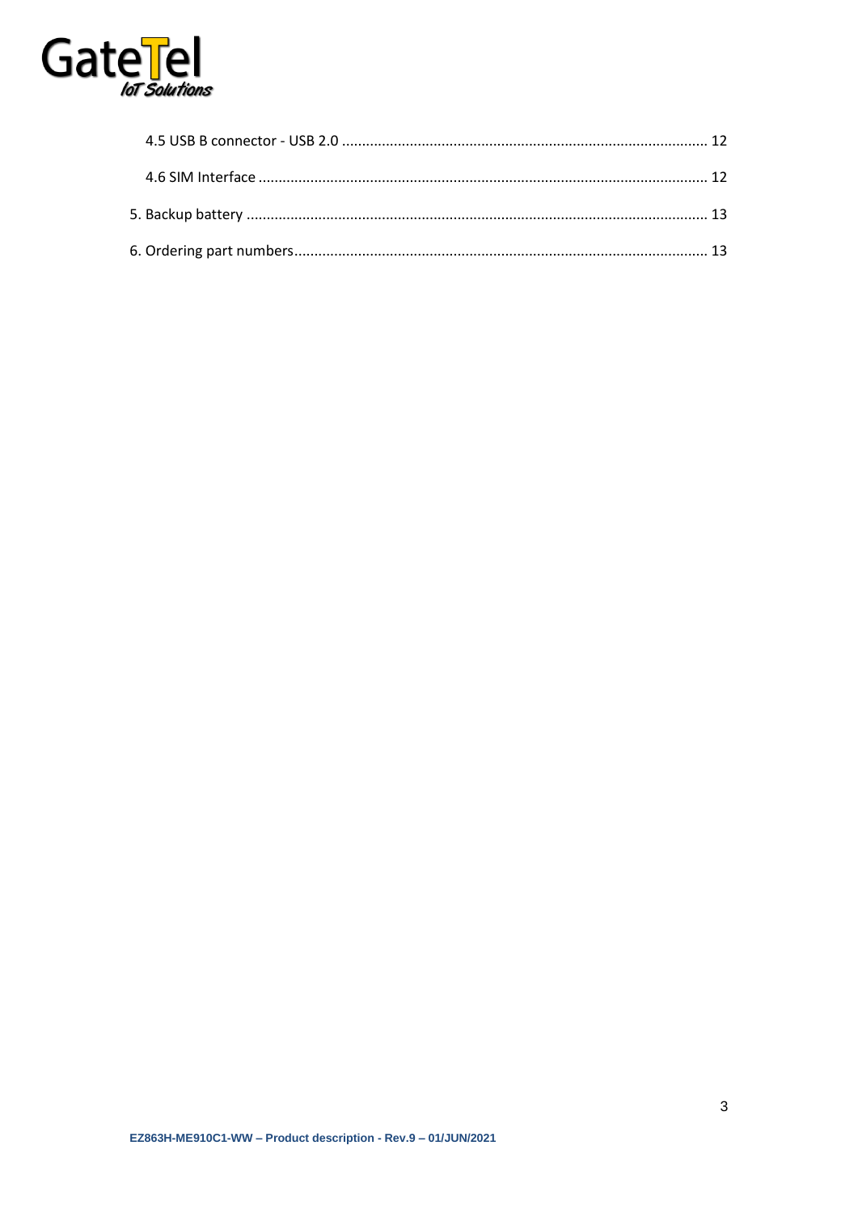4.5 USB B connector - USB 2.0 ........................................................................................... 12

4.6 SIM Interface ................................................................................................................ 12

5. Backup battery ................................................................................................................. 13

6. Ordering part numbers...................................................................................................... 13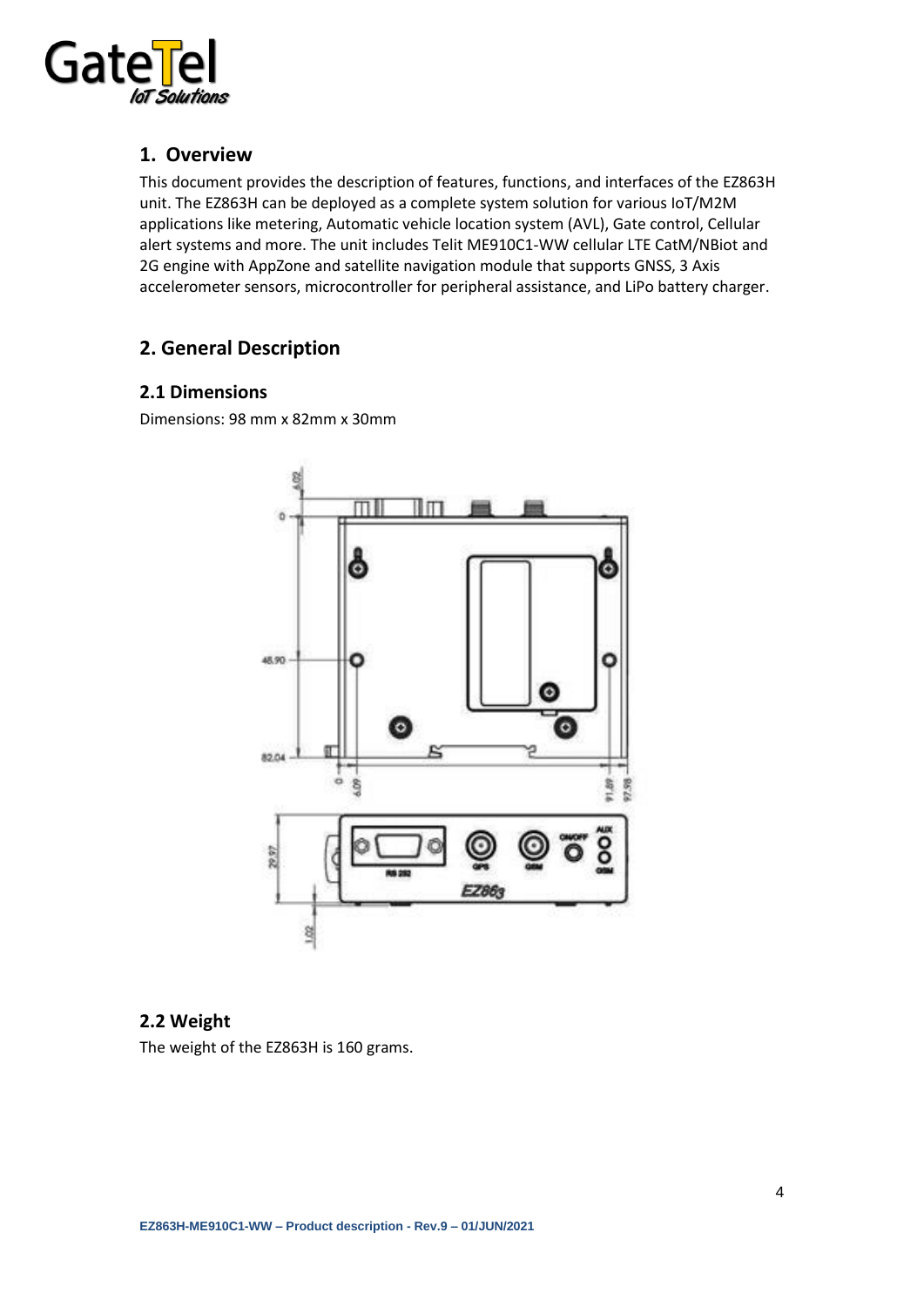## 1. Overview

This document provides the description of features, functions, and interfaces of the EZ863H unit. The EZ863H can be deployed as a complete system solution for various IoT/M2M applications like metering, Automatic vehicle location system (AVL), Gate control, Cellular alert systems and more. The unit includes Telit ME910C1-WW cellular LTE CatM/NBiot and 2G engine with AppZone and satellite navigation module that supports GNSS, 3 Axis accelerometer sensors, microcontroller for peripheral assistance, and LiPo battery charger.

## 2. General Description

### 2.1 Dimensions

Dimensions: 98 mm x 82mm x 30mm

### 2.2 Weight

The weight of the EZ863H is 160 grams.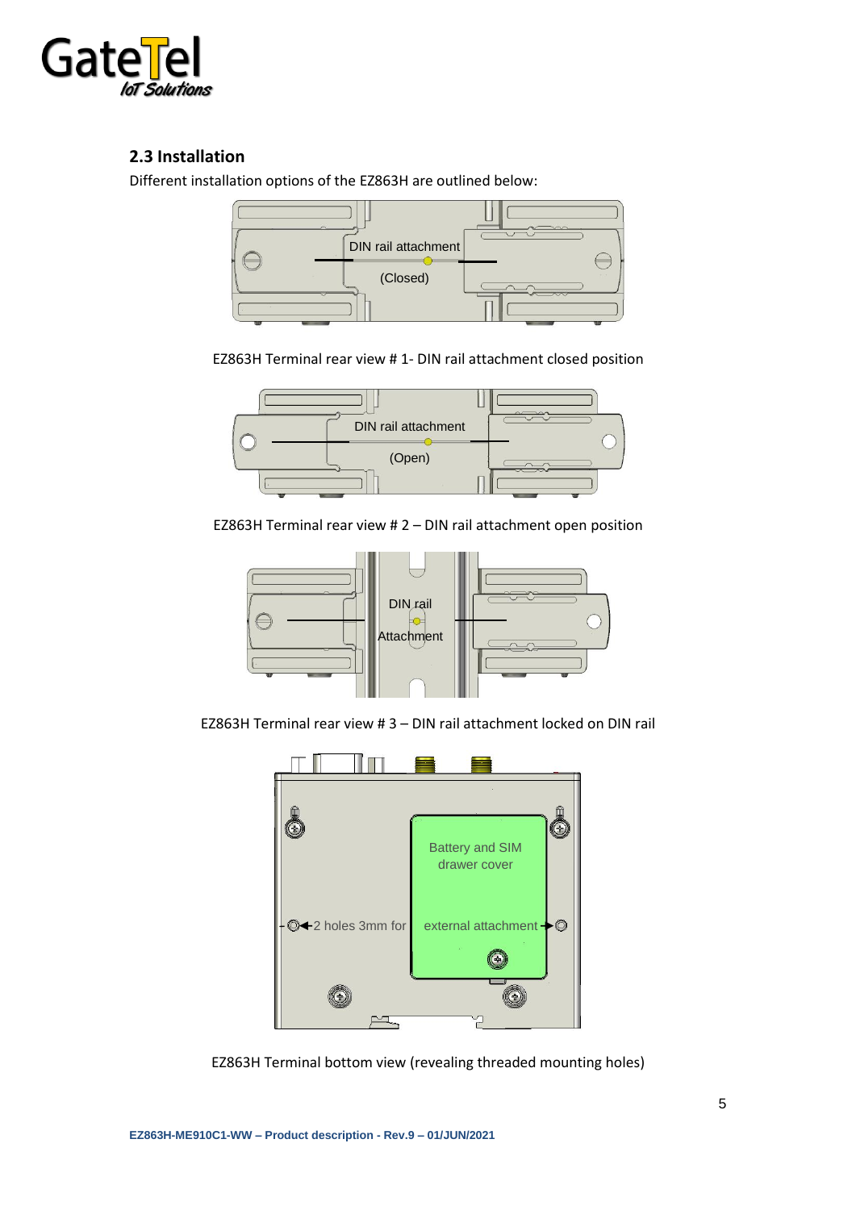## 2.3 Installation

Different installation options of the EZ863H are outlined below:

EZ863H Terminal rear view # 1- DIN rail attachment closed position

EZ863H Terminal rear view # 2 – DIN rail attachment open position

EZ863H Terminal rear view # 3 – DIN rail attachment locked on DIN rail

EZ863H Terminal bottom view (revealing threaded mounting holes)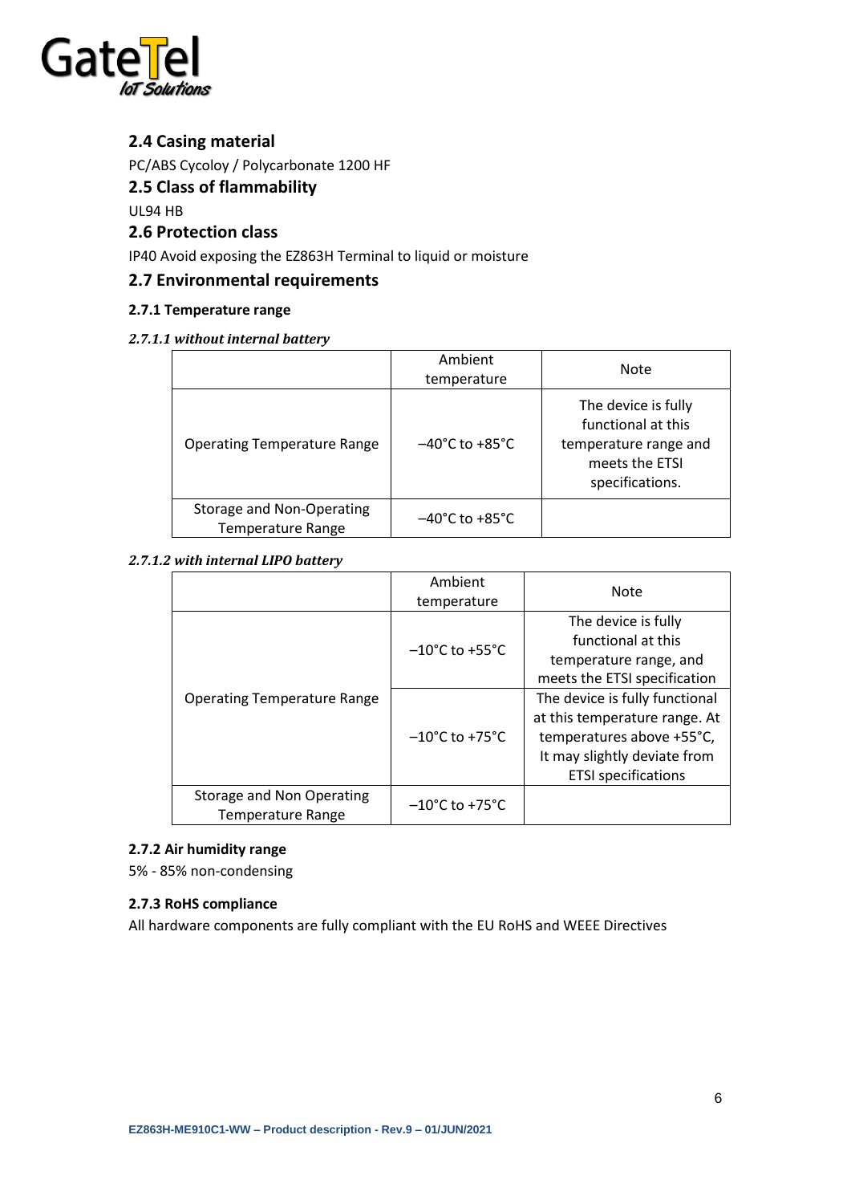## 2.4 Casing material

PC/ABS Cycoloy / Polycarbonate 1200 HF

## 2.5 Class of flammability

UL94 HB

## 2.6 Protection class

IP40 Avoid exposing the EZ863H Terminal to liquid or moisture

## 2.7 Environmental requirements

### 2.7.1 Temperature range

#### *2.7.1.1 without internal battery*

| | Ambient temperature | Note |
|---|---|---|
| Operating Temperature Range | −40°C to +85°C | The device is fully functional at this temperature range and meets the ETSI specifications. |
| Storage and Non-Operating Temperature Range | −40°C to +85°C | |

#### *2.7.1.2 with internal LIPO battery*

| | Ambient temperature | Note |
|---|---|---|
| Operating Temperature Range | −10°C to +55°C | The device is fully functional at this temperature range, and meets the ETSI specification |
| | −10°C to +75°C | The device is fully functional at this temperature range. At temperatures above +55°C, It may slightly deviate from ETSI specifications |
| Storage and Non Operating Temperature Range | −10°C to +75°C | |

### 2.7.2 Air humidity range

5% - 85% non-condensing

### 2.7.3 RoHS compliance

All hardware components are fully compliant with the EU RoHS and WEEE Directives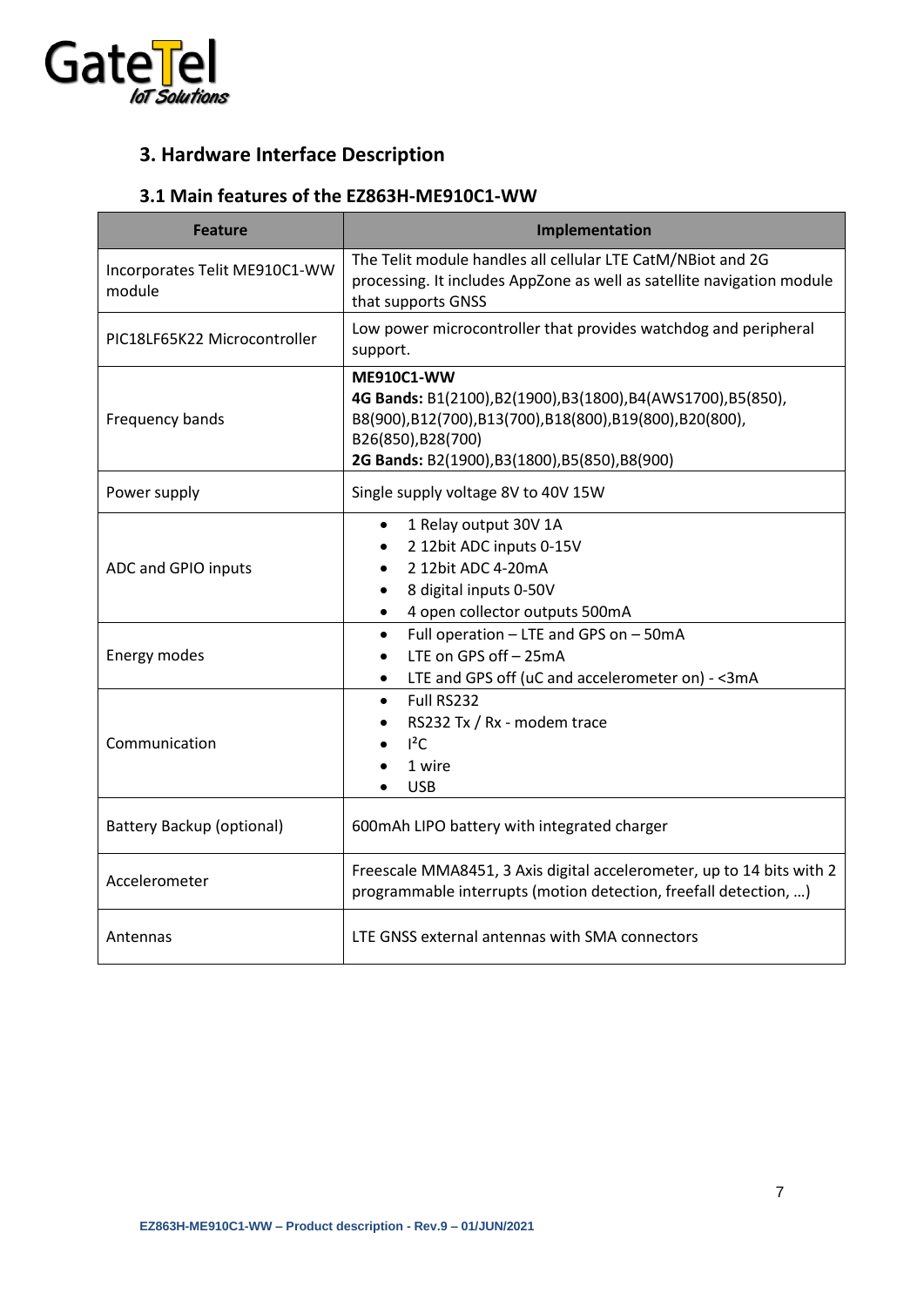## 3. Hardware Interface Description

### 3.1 Main features of the EZ863H-ME910C1-WW

| Feature | Implementation |
|---|---|
| Incorporates Telit ME910C1-WW module | The Telit module handles all cellular LTE CatM/NBiot and 2G processing. It includes AppZone as well as satellite navigation module that supports GNSS |
| PIC18LF65K22 Microcontroller | Low power microcontroller that provides watchdog and peripheral support. |
| Frequency bands | **ME910C1-WW**<br>**4G Bands:** B1(2100),B2(1900),B3(1800),B4(AWS1700),B5(850),B8(900),B12(700),B13(700),B18(800),B19(800),B20(800),B26(850),B28(700)<br>**2G Bands:** B2(1900),B3(1800),B5(850),B8(900) |
| Power supply | Single supply voltage 8V to 40V 15W |
| ADC and GPIO inputs | • 1 Relay output 30V 1A<br>• 2 12bit ADC inputs 0-15V<br>• 2 12bit ADC 4-20mA<br>• 8 digital inputs 0-50V<br>• 4 open collector outputs 500mA |
| Energy modes | • Full operation – LTE and GPS on – 50mA<br>• LTE on GPS off – 25mA<br>• LTE and GPS off (uC and accelerometer on) - <3mA |
| Communication | • Full RS232<br>• RS232 Tx / Rx - modem trace<br>• I²C<br>• 1 wire<br>• USB |
| Battery Backup (optional) | 600mAh LIPO battery with integrated charger |
| Accelerometer | Freescale MMA8451, 3 Axis digital accelerometer, up to 14 bits with 2 programmable interrupts (motion detection, freefall detection, …) |
| Antennas | LTE GNSS external antennas with SMA connectors |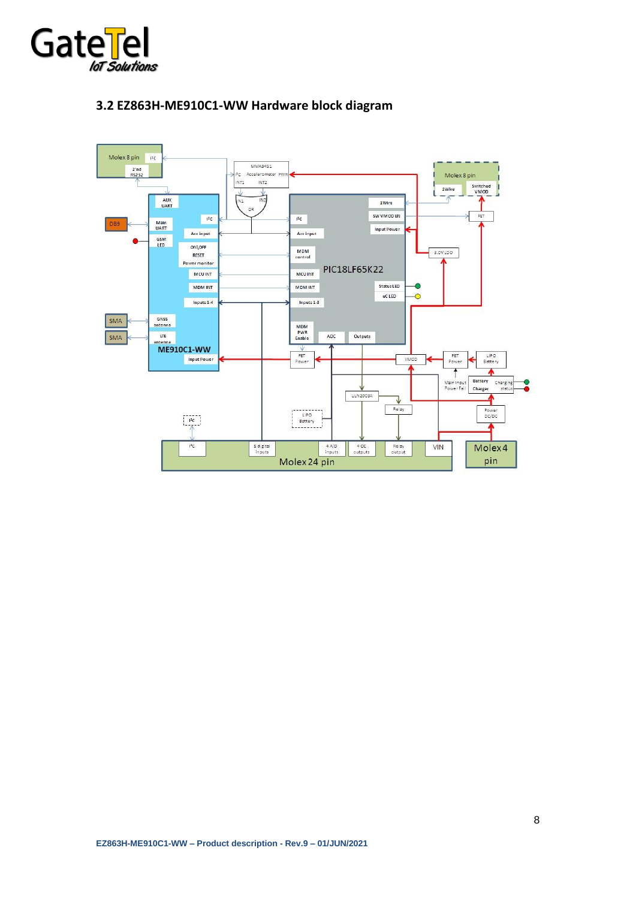### 3.2 EZ863H-ME910C1-WW Hardware block diagram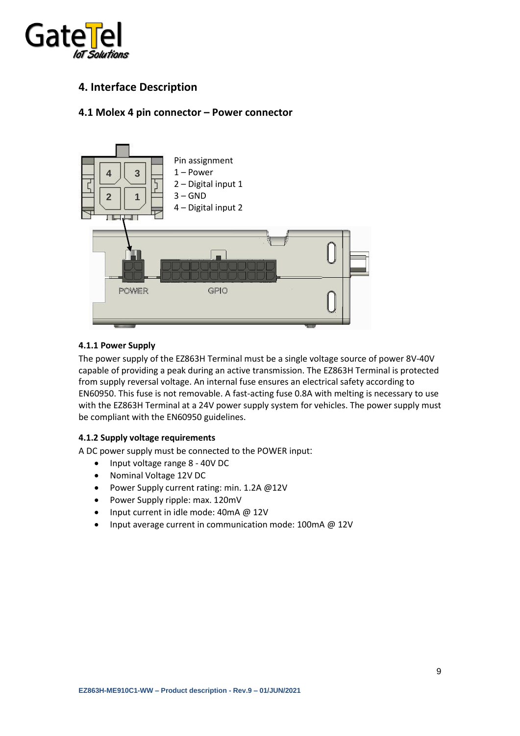# 4. Interface Description

## 4.1 Molex 4 pin connector – Power connector

Pin assignment
1 – Power
2 – Digital input 1
3 – GND
4 – Digital input 2

### 4.1.1 Power Supply

The power supply of the EZ863H Terminal must be a single voltage source of power 8V-40V capable of providing a peak during an active transmission. The EZ863H Terminal is protected from supply reversal voltage. An internal fuse ensures an electrical safety according to EN60950. This fuse is not removable. A fast-acting fuse 0.8A with melting is necessary to use with the EZ863H Terminal at a 24V power supply system for vehicles. The power supply must be compliant with the EN60950 guidelines.

### 4.1.2 Supply voltage requirements

A DC power supply must be connected to the POWER input:

- Input voltage range 8 - 40V DC
- Nominal Voltage 12V DC
- Power Supply current rating: min. 1.2A @12V
- Power Supply ripple: max. 120mV
- Input current in idle mode: 40mA @ 12V
- Input average current in communication mode: 100mA @ 12V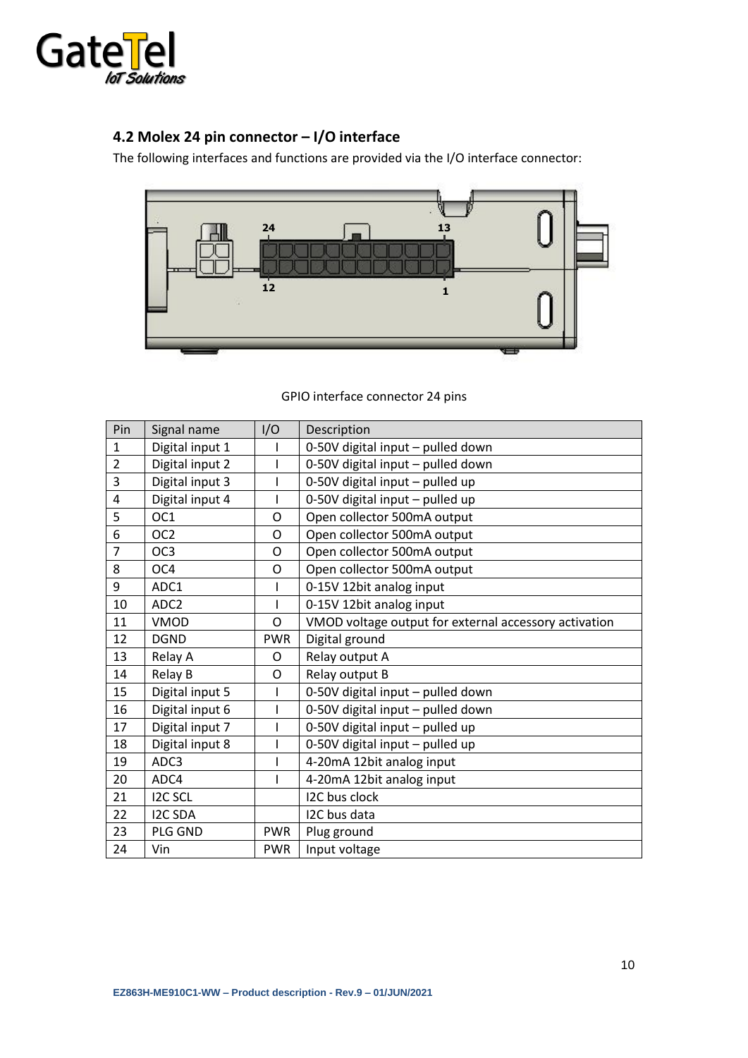## 4.2 Molex 24 pin connector – I/O interface

The following interfaces and functions are provided via the I/O interface connector:

GPIO interface connector 24 pins

| Pin | Signal name | I/O | Description |
|---|---|---|---|
| 1 | Digital input 1 | I | 0-50V digital input – pulled down |
| 2 | Digital input 2 | I | 0-50V digital input – pulled down |
| 3 | Digital input 3 | I | 0-50V digital input – pulled up |
| 4 | Digital input 4 | I | 0-50V digital input – pulled up |
| 5 | OC1 | O | Open collector 500mA output |
| 6 | OC2 | O | Open collector 500mA output |
| 7 | OC3 | O | Open collector 500mA output |
| 8 | OC4 | O | Open collector 500mA output |
| 9 | ADC1 | I | 0-15V 12bit analog input |
| 10 | ADC2 | I | 0-15V 12bit analog input |
| 11 | VMOD | O | VMOD voltage output for external accessory activation |
| 12 | DGND | PWR | Digital ground |
| 13 | Relay A | O | Relay output A |
| 14 | Relay B | O | Relay output B |
| 15 | Digital input 5 | I | 0-50V digital input – pulled down |
| 16 | Digital input 6 | I | 0-50V digital input – pulled down |
| 17 | Digital input 7 | I | 0-50V digital input – pulled up |
| 18 | Digital input 8 | I | 0-50V digital input – pulled up |
| 19 | ADC3 | I | 4-20mA 12bit analog input |
| 20 | ADC4 | I | 4-20mA 12bit analog input |
| 21 | I2C SCL | | I2C bus clock |
| 22 | I2C SDA | | I2C bus data |
| 23 | PLG GND | PWR | Plug ground |
| 24 | Vin | PWR | Input voltage |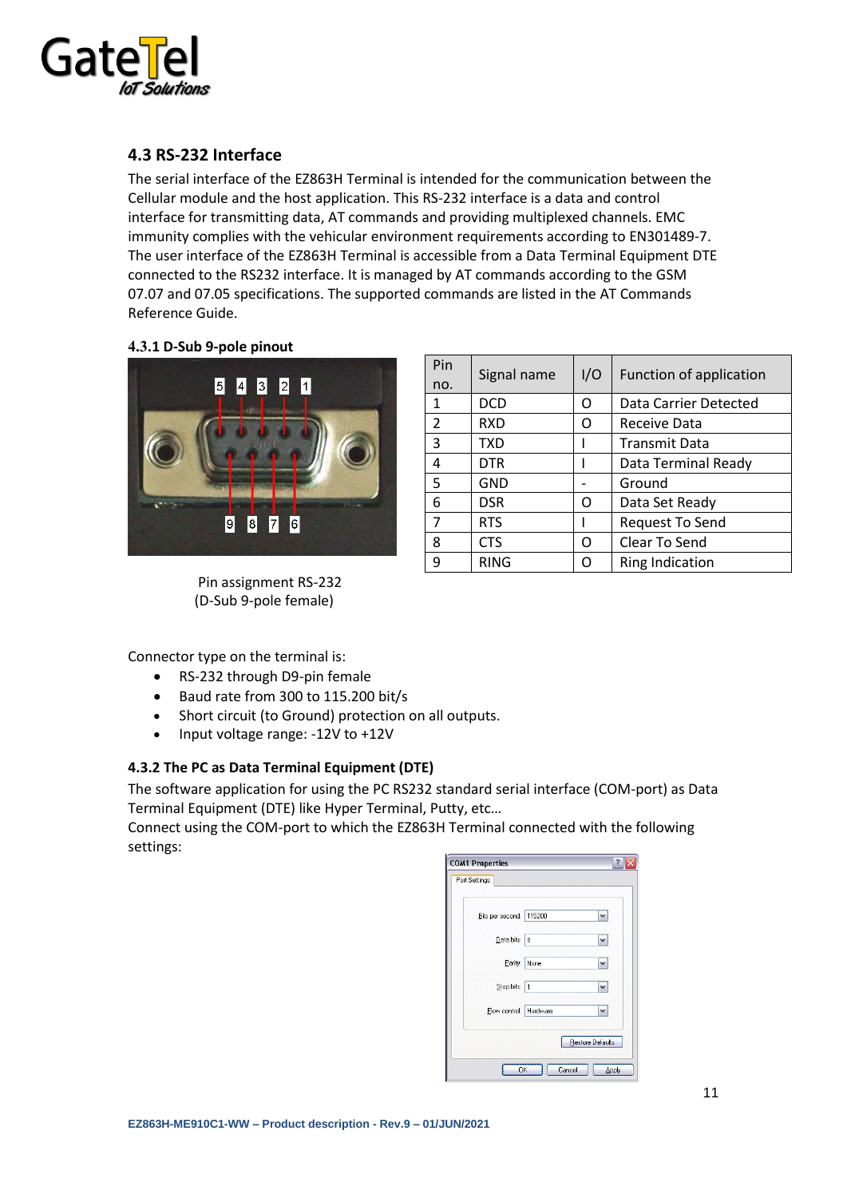### 4.3 RS-232 Interface

The serial interface of the EZ863H Terminal is intended for the communication between the Cellular module and the host application. This RS-232 interface is a data and control interface for transmitting data, AT commands and providing multiplexed channels. EMC immunity complies with the vehicular environment requirements according to EN301489-7. The user interface of the EZ863H Terminal is accessible from a Data Terminal Equipment DTE connected to the RS232 interface. It is managed by AT commands according to the GSM 07.07 and 07.05 specifications. The supported commands are listed in the AT Commands Reference Guide.

#### 4.3.1 D-Sub 9-pole pinout

Pin assignment RS-232
(D-Sub 9-pole female)

| Pin no. | Signal name | I/O | Function of application |
| --- | --- | --- | --- |
| 1 | DCD | O | Data Carrier Detected |
| 2 | RXD | O | Receive Data |
| 3 | TXD | I | Transmit Data |
| 4 | DTR | I | Data Terminal Ready |
| 5 | GND | - | Ground |
| 6 | DSR | O | Data Set Ready |
| 7 | RTS | I | Request To Send |
| 8 | CTS | O | Clear To Send |
| 9 | RING | O | Ring Indication |

Connector type on the terminal is:

- RS-232 through D9-pin female
- Baud rate from 300 to 115.200 bit/s
- Short circuit (to Ground) protection on all outputs.
- Input voltage range: -12V to +12V

#### 4.3.2 The PC as Data Terminal Equipment (DTE)

The software application for using the PC RS232 standard serial interface (COM-port) as Data Terminal Equipment (DTE) like Hyper Terminal, Putty, etc…
Connect using the COM-port to which the EZ863H Terminal connected with the following settings: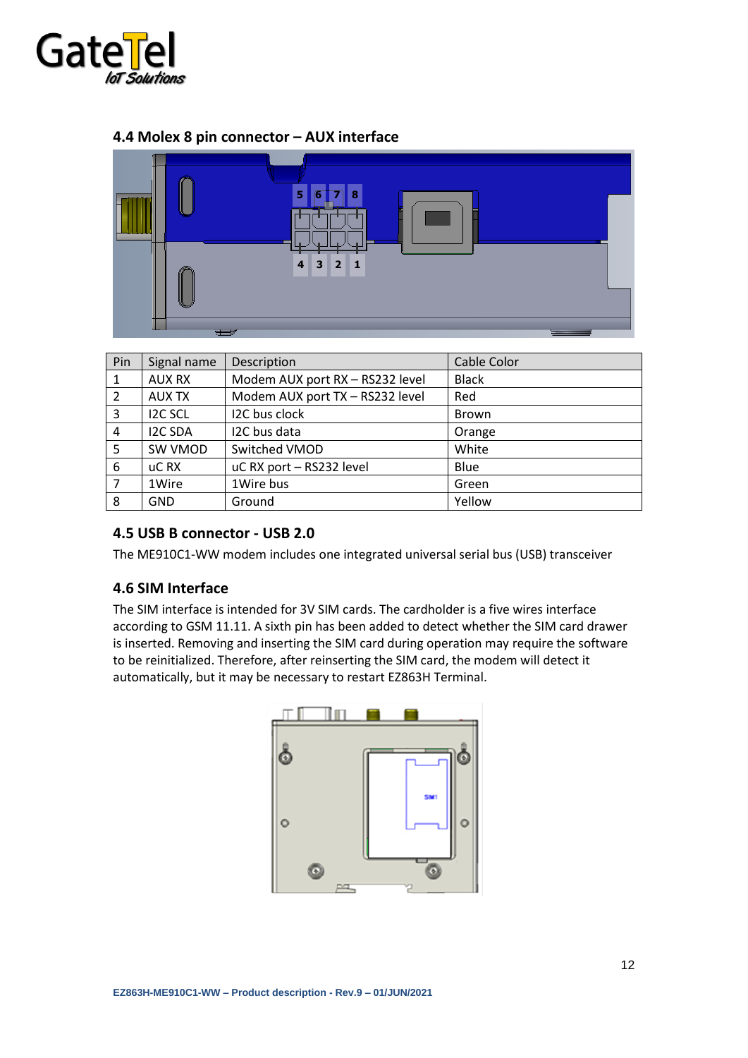### 4.4 Molex 8 pin connector – AUX interface

| Pin | Signal name | Description | Cable Color |
|---|---|---|---|
| 1 | AUX RX | Modem AUX port RX – RS232 level | Black |
| 2 | AUX TX | Modem AUX port TX – RS232 level | Red |
| 3 | I2C SCL | I2C bus clock | Brown |
| 4 | I2C SDA | I2C bus data | Orange |
| 5 | SW VMOD | Switched VMOD | White |
| 6 | uC RX | uC RX port – RS232 level | Blue |
| 7 | 1Wire | 1Wire bus | Green |
| 8 | GND | Ground | Yellow |

### 4.5 USB B connector - USB 2.0

The ME910C1-WW modem includes one integrated universal serial bus (USB) transceiver

### 4.6 SIM Interface

The SIM interface is intended for 3V SIM cards. The cardholder is a five wires interface according to GSM 11.11. A sixth pin has been added to detect whether the SIM card drawer is inserted. Removing and inserting the SIM card during operation may require the software to be reinitialized. Therefore, after reinserting the SIM card, the modem will detect it automatically, but it may be necessary to restart EZ863H Terminal.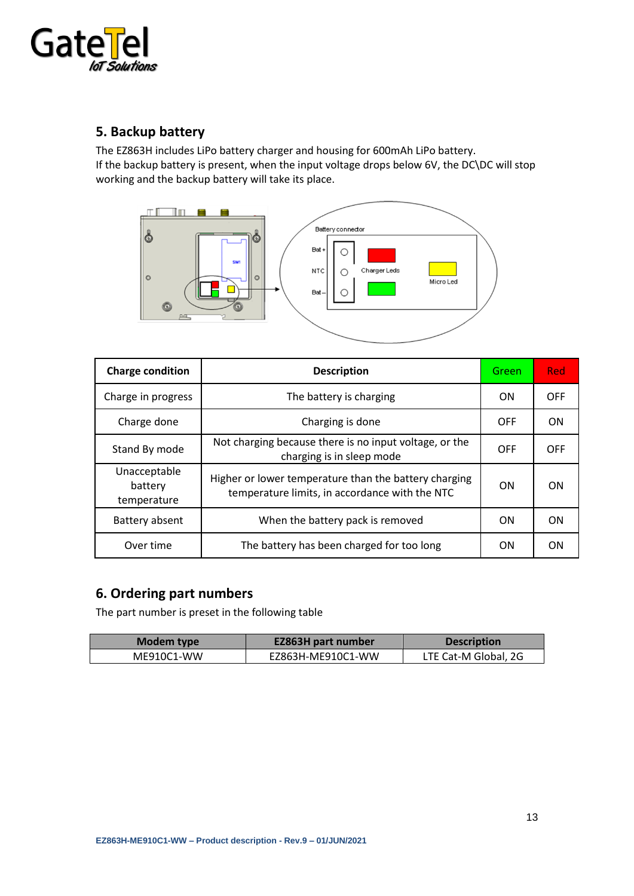## 5. Backup battery

The EZ863H includes LiPo battery charger and housing for 600mAh LiPo battery.
If the backup battery is present, when the input voltage drops below 6V, the DC\DC will stop working and the backup battery will take its place.

Battery connector
Bat +
NTC
Bat –
Charger Leds
Micro Led

| Charge condition | Description | Green | Red |
|---|---|---|---|
| Charge in progress | The battery is charging | ON | OFF |
| Charge done | Charging is done | OFF | ON |
| Stand By mode | Not charging because there is no input voltage, or the charging is in sleep mode | OFF | OFF |
| Unacceptable battery temperature | Higher or lower temperature than the battery charging temperature limits, in accordance with the NTC | ON | ON |
| Battery absent | When the battery pack is removed | ON | ON |
| Over time | The battery has been charged for too long | ON | ON |

## 6. Ordering part numbers

The part number is preset in the following table

| Modem type | EZ863H part number | Description |
|---|---|---|
| ME910C1-WW | EZ863H-ME910C1-WW | LTE Cat-M Global, 2G |